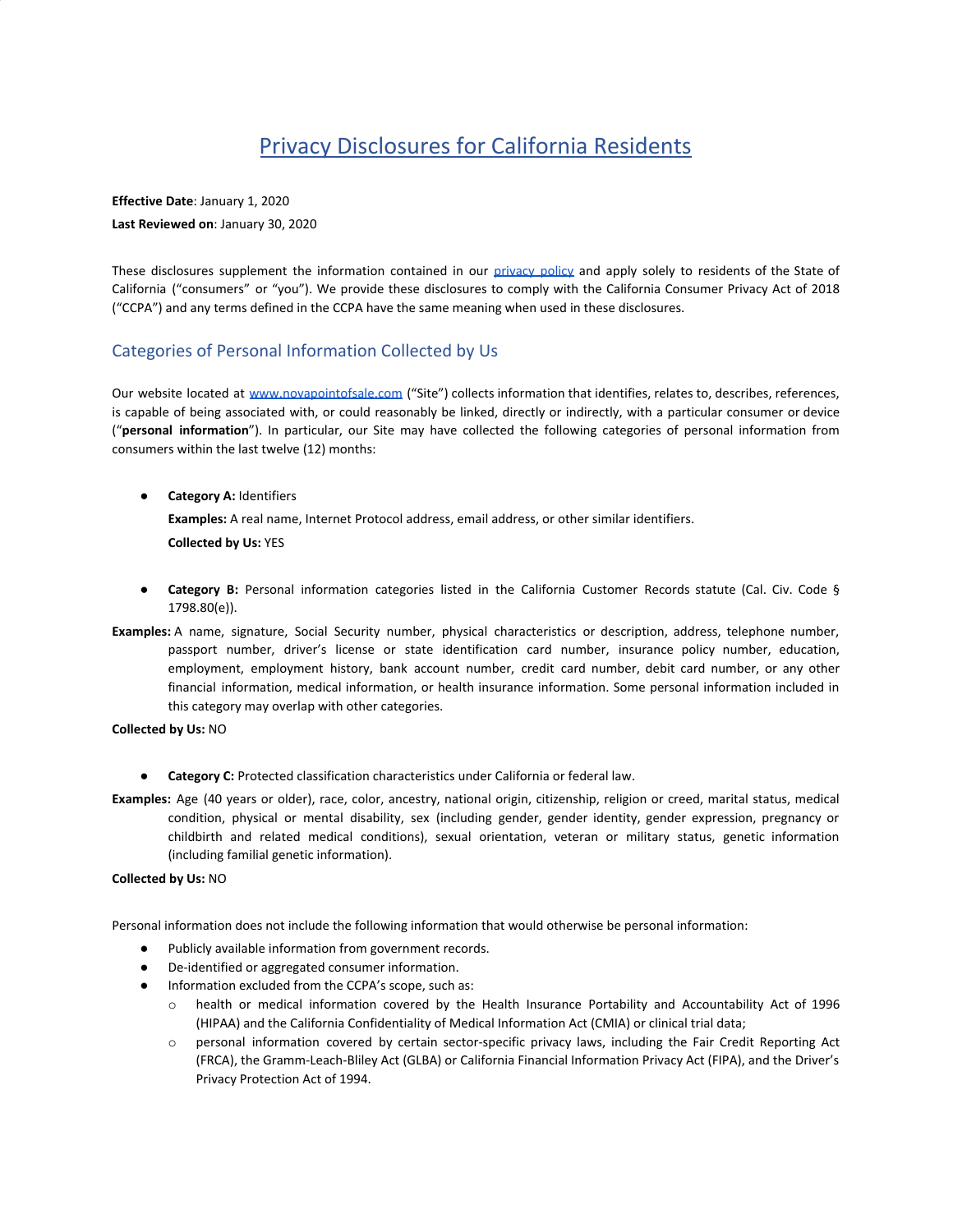# Privacy Disclosures for California Residents

**Effective Date**: January 1, 2020

**Last Reviewed on**: January 30, 2020

These disclosures supplement the information contained in our [privacy policy]() and apply solely to residents of the State of California ("consumers" or "you"). We provide these disclosures to comply with the California Consumer Privacy Act of 2018 ("CCPA") and any terms defined in the CCPA have the same meaning when used in these disclosures.

## Categories of Personal Information Collected by Us

Our website located at [www.novapointofsale.com]() ("Site") collects information that identifies, relates to, describes, references, is capable of being associated with, or could reasonably be linked, directly or indirectly, with a particular consumer or device ("**personal information**"). In particular, our Site may have collected the following categories of personal information from consumers within the last twelve (12) months:

- **Category A:** Identifiers

  **Examples:** A real name, Internet Protocol address, email address, or other similar identifiers.

  **Collected by Us:** YES

- **Category B:** Personal information categories listed in the California Customer Records statute (Cal. Civ. Code § 1798.80(e)).

**Examples:** A name, signature, Social Security number, physical characteristics or description, address, telephone number, passport number, driver's license or state identification card number, insurance policy number, education, employment, employment history, bank account number, credit card number, debit card number, or any other financial information, medical information, or health insurance information. Some personal information included in this category may overlap with other categories.

**Collected by Us:** NO

- **Category C:** Protected classification characteristics under California or federal law.

**Examples:** Age (40 years or older), race, color, ancestry, national origin, citizenship, religion or creed, marital status, medical condition, physical or mental disability, sex (including gender, gender identity, gender expression, pregnancy or childbirth and related medical conditions), sexual orientation, veteran or military status, genetic information (including familial genetic information).

**Collected by Us:** NO

Personal information does not include the following information that would otherwise be personal information:

- Publicly available information from government records.
- De-identified or aggregated consumer information.
- Information excluded from the CCPA's scope, such as:
  - health or medical information covered by the Health Insurance Portability and Accountability Act of 1996 (HIPAA) and the California Confidentiality of Medical Information Act (CMIA) or clinical trial data;
  - personal information covered by certain sector-specific privacy laws, including the Fair Credit Reporting Act (FRCA), the Gramm-Leach-Bliley Act (GLBA) or California Financial Information Privacy Act (FIPA), and the Driver's Privacy Protection Act of 1994.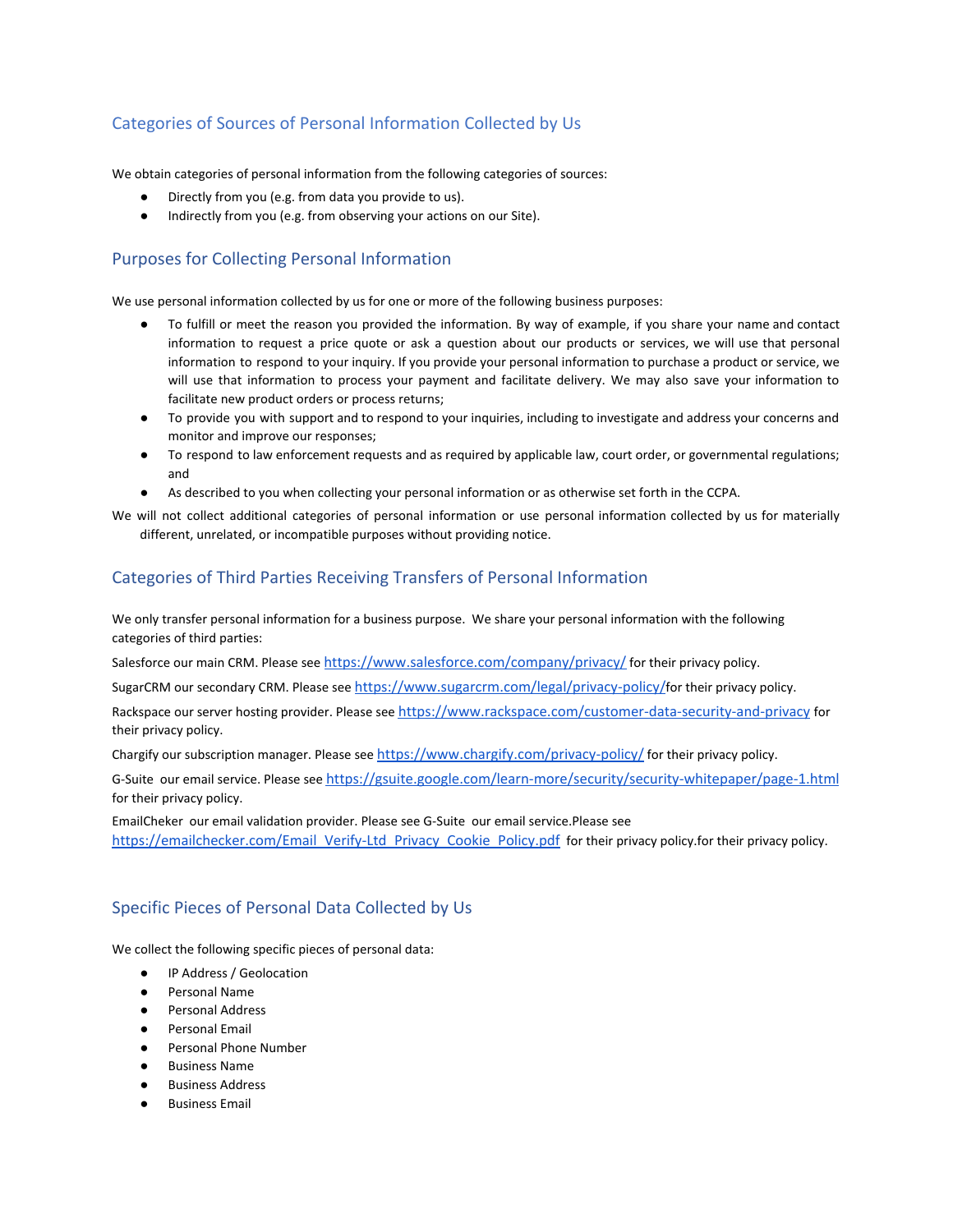## Categories of Sources of Personal Information Collected by Us

We obtain categories of personal information from the following categories of sources:

- Directly from you (e.g. from data you provide to us).
- Indirectly from you (e.g. from observing your actions on our Site).

## Purposes for Collecting Personal Information

We use personal information collected by us for one or more of the following business purposes:

- To fulfill or meet the reason you provided the information. By way of example, if you share your name and contact information to request a price quote or ask a question about our products or services, we will use that personal information to respond to your inquiry. If you provide your personal information to purchase a product or service, we will use that information to process your payment and facilitate delivery. We may also save your information to facilitate new product orders or process returns;
- To provide you with support and to respond to your inquiries, including to investigate and address your concerns and monitor and improve our responses;
- To respond to law enforcement requests and as required by applicable law, court order, or governmental regulations; and
- As described to you when collecting your personal information or as otherwise set forth in the CCPA.

We will not collect additional categories of personal information or use personal information collected by us for materially different, unrelated, or incompatible purposes without providing notice.

## Categories of Third Parties Receiving Transfers of Personal Information

We only transfer personal information for a business purpose. We share your personal information with the following categories of third parties:

Salesforce our main CRM. Please see https://www.salesforce.com/company/privacy/ for their privacy policy.

SugarCRM our secondary CRM. Please see https://www.sugarcrm.com/legal/privacy-policy/for their privacy policy.

Rackspace our server hosting provider. Please see https://www.rackspace.com/customer-data-security-and-privacy for their privacy policy.

Chargify our subscription manager. Please see https://www.chargify.com/privacy-policy/ for their privacy policy.

G-Suite our email service. Please see https://gsuite.google.com/learn-more/security/security-whitepaper/page-1.html for their privacy policy.

EmailCheker our email validation provider. Please see G-Suite our email service.Please see https://emailchecker.com/Email_Verify-Ltd_Privacy_Cookie_Policy.pdf for their privacy policy.for their privacy policy.

## Specific Pieces of Personal Data Collected by Us

We collect the following specific pieces of personal data:

- IP Address / Geolocation
- Personal Name
- Personal Address
- Personal Email
- Personal Phone Number
- Business Name
- Business Address
- Business Email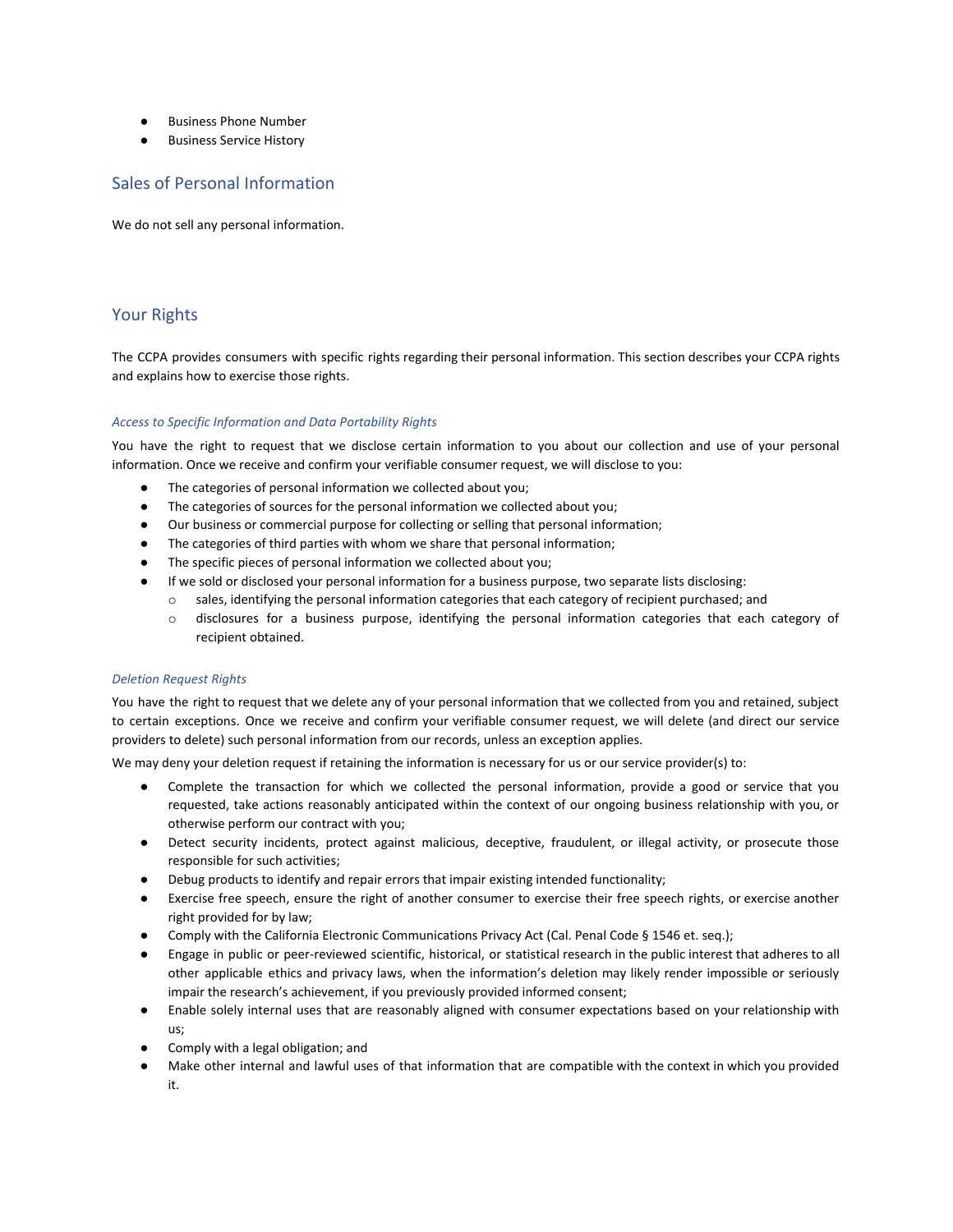- Business Phone Number
- Business Service History

## Sales of Personal Information

We do not sell any personal information.

## Your Rights

The CCPA provides consumers with specific rights regarding their personal information. This section describes your CCPA rights and explains how to exercise those rights.

### *Access to Specific Information and Data Portability Rights*

You have the right to request that we disclose certain information to you about our collection and use of your personal information. Once we receive and confirm your verifiable consumer request, we will disclose to you:

- The categories of personal information we collected about you;
- The categories of sources for the personal information we collected about you;
- Our business or commercial purpose for collecting or selling that personal information;
- The categories of third parties with whom we share that personal information;
- The specific pieces of personal information we collected about you;
- If we sold or disclosed your personal information for a business purpose, two separate lists disclosing:
    - sales, identifying the personal information categories that each category of recipient purchased; and
    - disclosures for a business purpose, identifying the personal information categories that each category of recipient obtained.

### *Deletion Request Rights*

You have the right to request that we delete any of your personal information that we collected from you and retained, subject to certain exceptions. Once we receive and confirm your verifiable consumer request, we will delete (and direct our service providers to delete) such personal information from our records, unless an exception applies.

We may deny your deletion request if retaining the information is necessary for us or our service provider(s) to:

- Complete the transaction for which we collected the personal information, provide a good or service that you requested, take actions reasonably anticipated within the context of our ongoing business relationship with you, or otherwise perform our contract with you;
- Detect security incidents, protect against malicious, deceptive, fraudulent, or illegal activity, or prosecute those responsible for such activities;
- Debug products to identify and repair errors that impair existing intended functionality;
- Exercise free speech, ensure the right of another consumer to exercise their free speech rights, or exercise another right provided for by law;
- Comply with the California Electronic Communications Privacy Act (Cal. Penal Code § 1546 et. seq.);
- Engage in public or peer-reviewed scientific, historical, or statistical research in the public interest that adheres to all other applicable ethics and privacy laws, when the information's deletion may likely render impossible or seriously impair the research's achievement, if you previously provided informed consent;
- Enable solely internal uses that are reasonably aligned with consumer expectations based on your relationship with us;
- Comply with a legal obligation; and
- Make other internal and lawful uses of that information that are compatible with the context in which you provided it.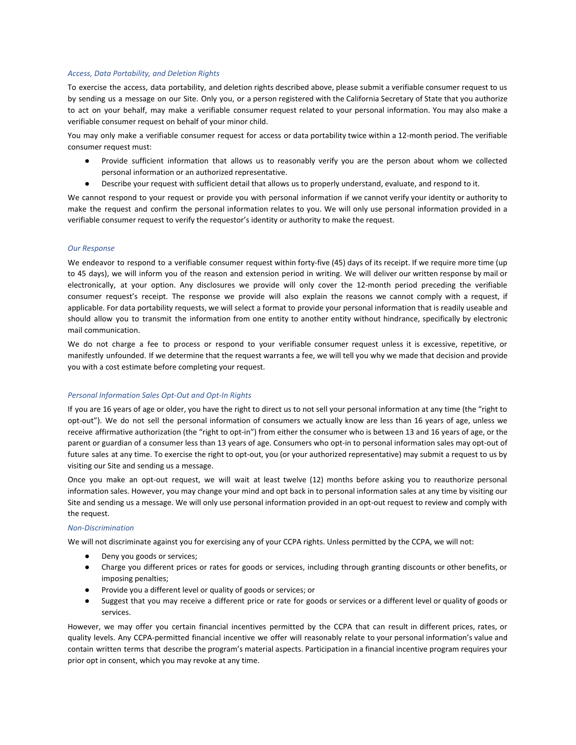*Access, Data Portability, and Deletion Rights*

To exercise the access, data portability, and deletion rights described above, please submit a verifiable consumer request to us by sending us a message on our Site. Only you, or a person registered with the California Secretary of State that you authorize to act on your behalf, may make a verifiable consumer request related to your personal information. You may also make a verifiable consumer request on behalf of your minor child.

You may only make a verifiable consumer request for access or data portability twice within a 12-month period. The verifiable consumer request must:

- Provide sufficient information that allows us to reasonably verify you are the person about whom we collected personal information or an authorized representative.
- Describe your request with sufficient detail that allows us to properly understand, evaluate, and respond to it.

We cannot respond to your request or provide you with personal information if we cannot verify your identity or authority to make the request and confirm the personal information relates to you. We will only use personal information provided in a verifiable consumer request to verify the requestor's identity or authority to make the request.

*Our Response*

We endeavor to respond to a verifiable consumer request within forty-five (45) days of its receipt. If we require more time (up to 45 days), we will inform you of the reason and extension period in writing. We will deliver our written response by mail or electronically, at your option. Any disclosures we provide will only cover the 12-month period preceding the verifiable consumer request's receipt. The response we provide will also explain the reasons we cannot comply with a request, if applicable. For data portability requests, we will select a format to provide your personal information that is readily useable and should allow you to transmit the information from one entity to another entity without hindrance, specifically by electronic mail communication.

We do not charge a fee to process or respond to your verifiable consumer request unless it is excessive, repetitive, or manifestly unfounded. If we determine that the request warrants a fee, we will tell you why we made that decision and provide you with a cost estimate before completing your request.

*Personal Information Sales Opt-Out and Opt-In Rights*

If you are 16 years of age or older, you have the right to direct us to not sell your personal information at any time (the "right to opt-out"). We do not sell the personal information of consumers we actually know are less than 16 years of age, unless we receive affirmative authorization (the "right to opt-in") from either the consumer who is between 13 and 16 years of age, or the parent or guardian of a consumer less than 13 years of age. Consumers who opt-in to personal information sales may opt-out of future sales at any time. To exercise the right to opt-out, you (or your authorized representative) may submit a request to us by visiting our Site and sending us a message.

Once you make an opt-out request, we will wait at least twelve (12) months before asking you to reauthorize personal information sales. However, you may change your mind and opt back in to personal information sales at any time by visiting our Site and sending us a message. We will only use personal information provided in an opt-out request to review and comply with the request.

*Non-Discrimination*

We will not discriminate against you for exercising any of your CCPA rights. Unless permitted by the CCPA, we will not:

- Deny you goods or services;
- Charge you different prices or rates for goods or services, including through granting discounts or other benefits, or imposing penalties;
- Provide you a different level or quality of goods or services; or
- Suggest that you may receive a different price or rate for goods or services or a different level or quality of goods or services.

However, we may offer you certain financial incentives permitted by the CCPA that can result in different prices, rates, or quality levels. Any CCPA-permitted financial incentive we offer will reasonably relate to your personal information's value and contain written terms that describe the program's material aspects. Participation in a financial incentive program requires your prior opt in consent, which you may revoke at any time.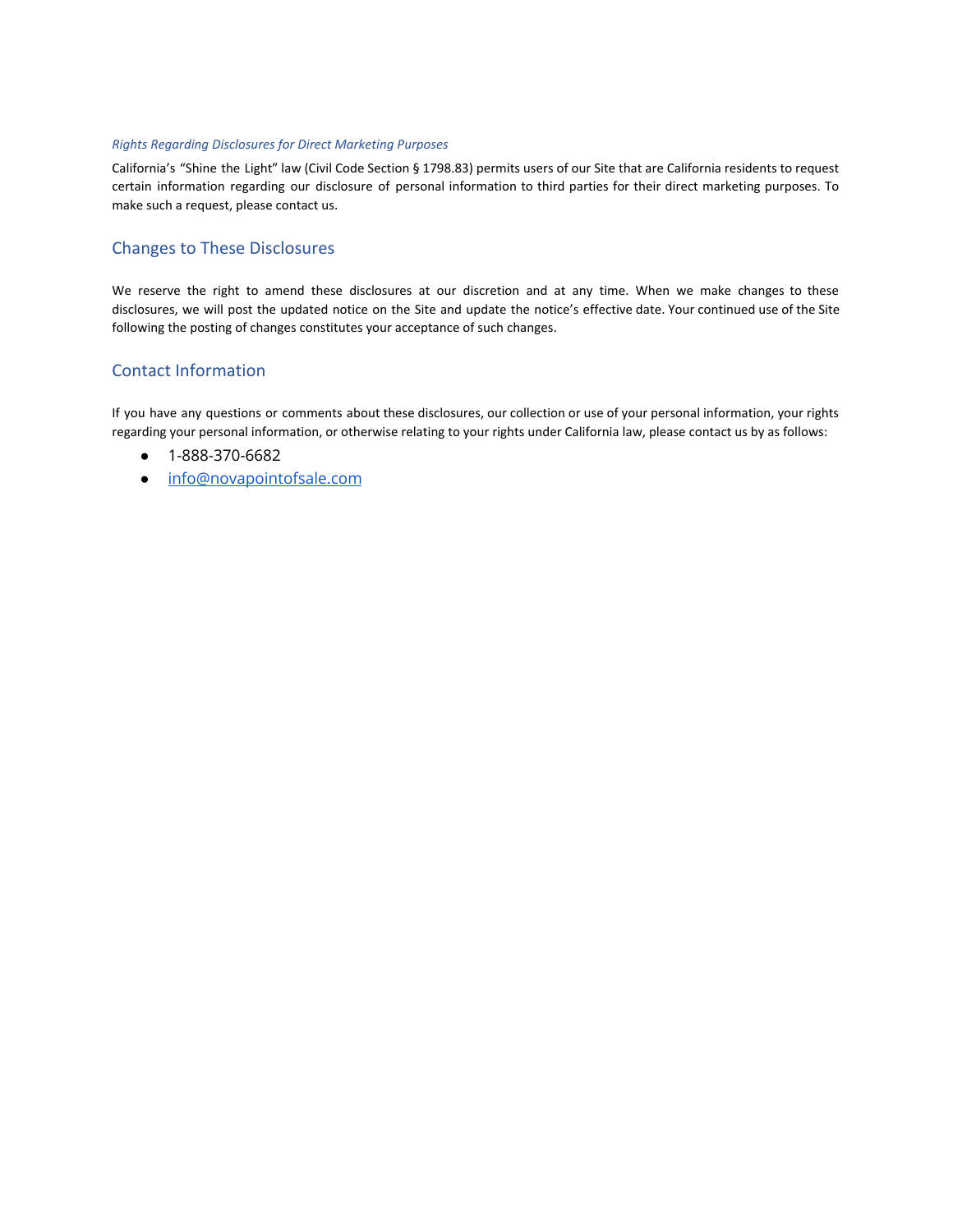*Rights Regarding Disclosures for Direct Marketing Purposes*

California's "Shine the Light" law (Civil Code Section § 1798.83) permits users of our Site that are California residents to request certain information regarding our disclosure of personal information to third parties for their direct marketing purposes. To make such a request, please contact us.

## Changes to These Disclosures

We reserve the right to amend these disclosures at our discretion and at any time. When we make changes to these disclosures, we will post the updated notice on the Site and update the notice's effective date. Your continued use of the Site following the posting of changes constitutes your acceptance of such changes.

## Contact Information

If you have any questions or comments about these disclosures, our collection or use of your personal information, your rights regarding your personal information, or otherwise relating to your rights under California law, please contact us by as follows:

- 1-888-370-6682
- [info@novapointofsale.com](mailto:info@novapointofsale.com)